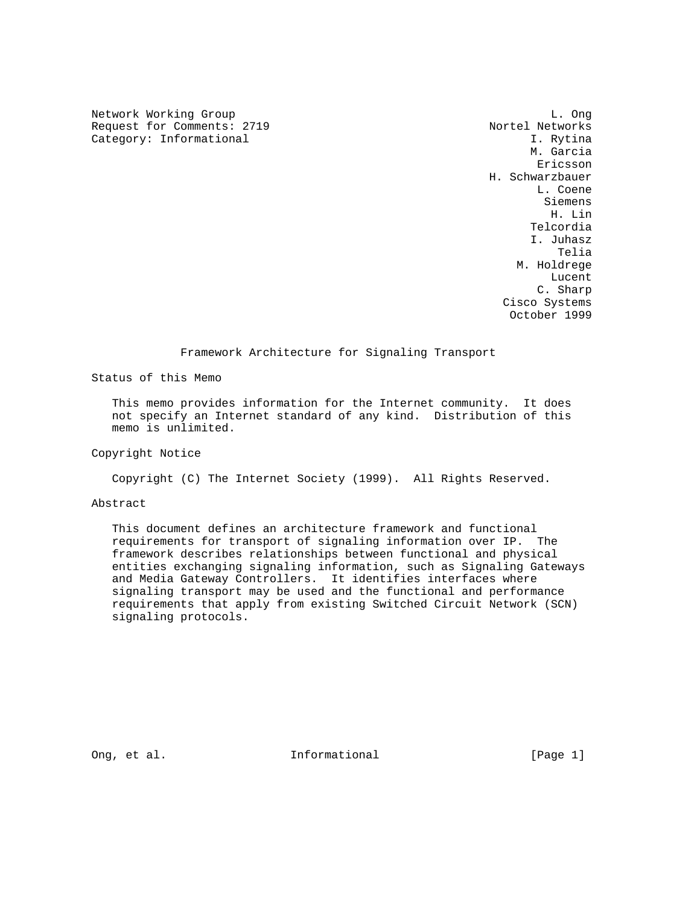Network Working Group  
Request for Comments: 2719  
Category: Informational

L. Ong  
Nortel Networks  
I. Rytina  
M. Garcia  
Ericsson  
H. Schwarzbauer  
L. Coene  
Siemens  
H. Lin  
Telcordia  
I. Juhasz  
Telia  
M. Holdrege  
Lucent  
C. Sharp  
Cisco Systems  
October 1999

# Framework Architecture for Signaling Transport

## Status of this Memo

This memo provides information for the Internet community. It does not specify an Internet standard of any kind. Distribution of this memo is unlimited.

## Copyright Notice

Copyright (C) The Internet Society (1999). All Rights Reserved.

## Abstract

This document defines an architecture framework and functional requirements for transport of signaling information over IP. The framework describes relationships between functional and physical entities exchanging signaling information, such as Signaling Gateways and Media Gateway Controllers. It identifies interfaces where signaling transport may be used and the functional and performance requirements that apply from existing Switched Circuit Network (SCN) signaling protocols.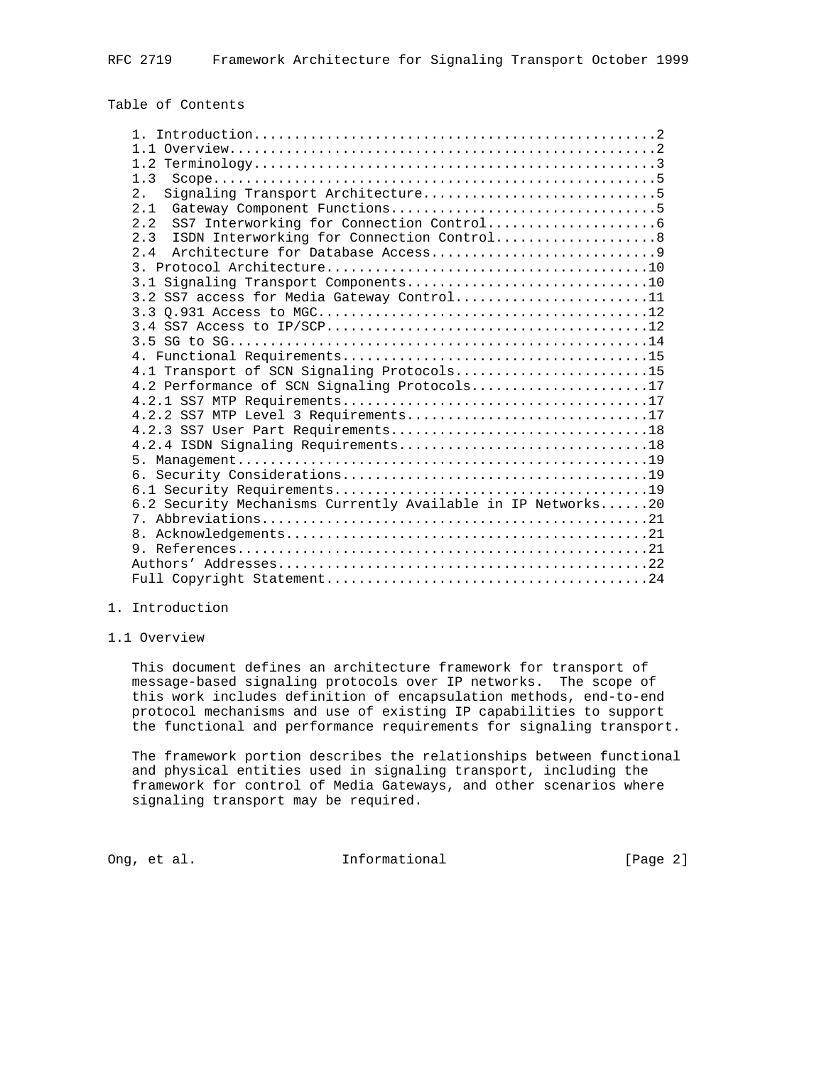Table of Contents

```
   1. Introduction.................................................2
   1.1 Overview....................................................2
   1.2 Terminology.................................................3
   1.3  Scope......................................................5
   2.  Signaling Transport Architecture............................5
   2.1  Gateway Component Functions................................5
   2.2  SS7 Interworking for Connection Control....................6
   2.3  ISDN Interworking for Connection Control...................8
   2.4  Architecture for Database Access...........................9
   3. Protocol Architecture.......................................10
   3.1 Signaling Transport Components.............................10
   3.2 SS7 access for Media Gateway Control.......................11
   3.3 Q.931 Access to MGC........................................12
   3.4 SS7 Access to IP/SCP.......................................12
   3.5 SG to SG...................................................14
   4. Functional Requirements.....................................15
   4.1 Transport of SCN Signaling Protocols.......................15
   4.2 Performance of SCN Signaling Protocols.....................17
   4.2.1 SS7 MTP Requirements.....................................17
   4.2.2 SS7 MTP Level 3 Requirements.............................17
   4.2.3 SS7 User Part Requirements...............................18
   4.2.4 ISDN Signaling Requirements..............................18
   5. Management..................................................19
   6. Security Considerations.....................................19
   6.1 Security Requirements......................................19
   6.2 Security Mechanisms Currently Available in IP Networks......20
   7. Abbreviations...............................................21
   8. Acknowledgements............................................21
   9. References..................................................21
   Authors' Addresses.............................................22
   Full Copyright Statement.......................................24
```

# 1. Introduction

## 1.1 Overview

This document defines an architecture framework for transport of message-based signaling protocols over IP networks. The scope of this work includes definition of encapsulation methods, end-to-end protocol mechanisms and use of existing IP capabilities to support the functional and performance requirements for signaling transport.

The framework portion describes the relationships between functional and physical entities used in signaling transport, including the framework for control of Media Gateways, and other scenarios where signaling transport may be required.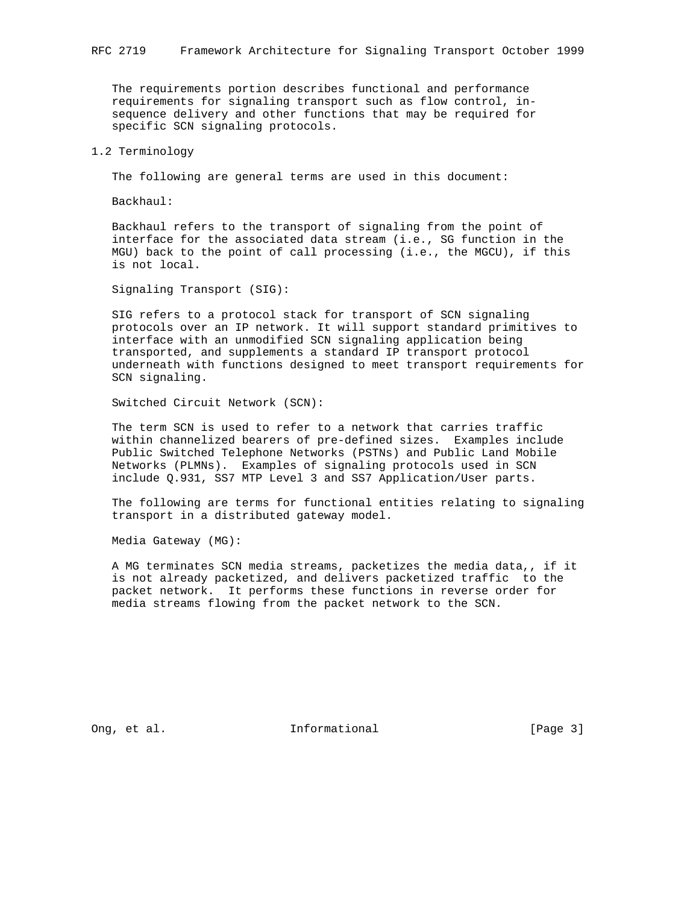The requirements portion describes functional and performance requirements for signaling transport such as flow control, in-sequence delivery and other functions that may be required for specific SCN signaling protocols.

## 1.2 Terminology

The following are general terms are used in this document:

Backhaul:

Backhaul refers to the transport of signaling from the point of interface for the associated data stream (i.e., SG function in the MGU) back to the point of call processing (i.e., the MGCU), if this is not local.

Signaling Transport (SIG):

SIG refers to a protocol stack for transport of SCN signaling protocols over an IP network. It will support standard primitives to interface with an unmodified SCN signaling application being transported, and supplements a standard IP transport protocol underneath with functions designed to meet transport requirements for SCN signaling.

Switched Circuit Network (SCN):

The term SCN is used to refer to a network that carries traffic within channelized bearers of pre-defined sizes. Examples include Public Switched Telephone Networks (PSTNs) and Public Land Mobile Networks (PLMNs). Examples of signaling protocols used in SCN include Q.931, SS7 MTP Level 3 and SS7 Application/User parts.

The following are terms for functional entities relating to signaling transport in a distributed gateway model.

Media Gateway (MG):

A MG terminates SCN media streams, packetizes the media data,, if it is not already packetized, and delivers packetized traffic to the packet network. It performs these functions in reverse order for media streams flowing from the packet network to the SCN.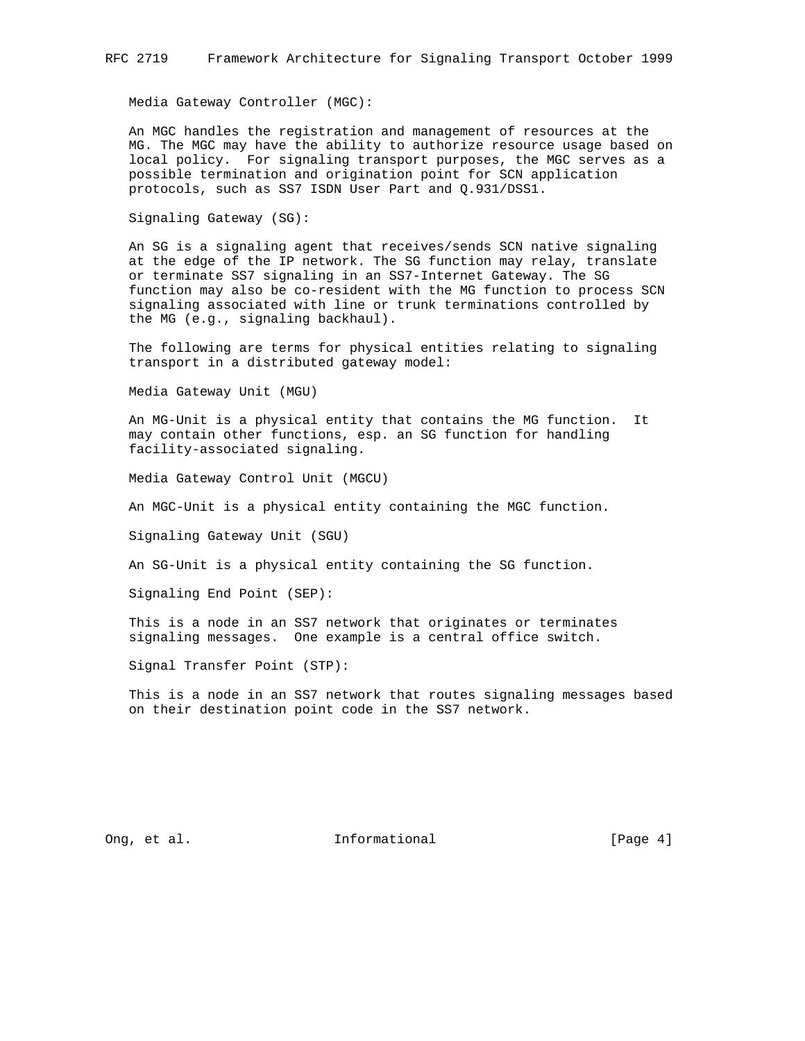Media Gateway Controller (MGC):

An MGC handles the registration and management of resources at the MG. The MGC may have the ability to authorize resource usage based on local policy. For signaling transport purposes, the MGC serves as a possible termination and origination point for SCN application protocols, such as SS7 ISDN User Part and Q.931/DSS1.

Signaling Gateway (SG):

An SG is a signaling agent that receives/sends SCN native signaling at the edge of the IP network. The SG function may relay, translate or terminate SS7 signaling in an SS7-Internet Gateway. The SG function may also be co-resident with the MG function to process SCN signaling associated with line or trunk terminations controlled by the MG (e.g., signaling backhaul).

The following are terms for physical entities relating to signaling transport in a distributed gateway model:

Media Gateway Unit (MGU)

An MG-Unit is a physical entity that contains the MG function. It may contain other functions, esp. an SG function for handling facility-associated signaling.

Media Gateway Control Unit (MGCU)

An MGC-Unit is a physical entity containing the MGC function.

Signaling Gateway Unit (SGU)

An SG-Unit is a physical entity containing the SG function.

Signaling End Point (SEP):

This is a node in an SS7 network that originates or terminates signaling messages. One example is a central office switch.

Signal Transfer Point (STP):

This is a node in an SS7 network that routes signaling messages based on their destination point code in the SS7 network.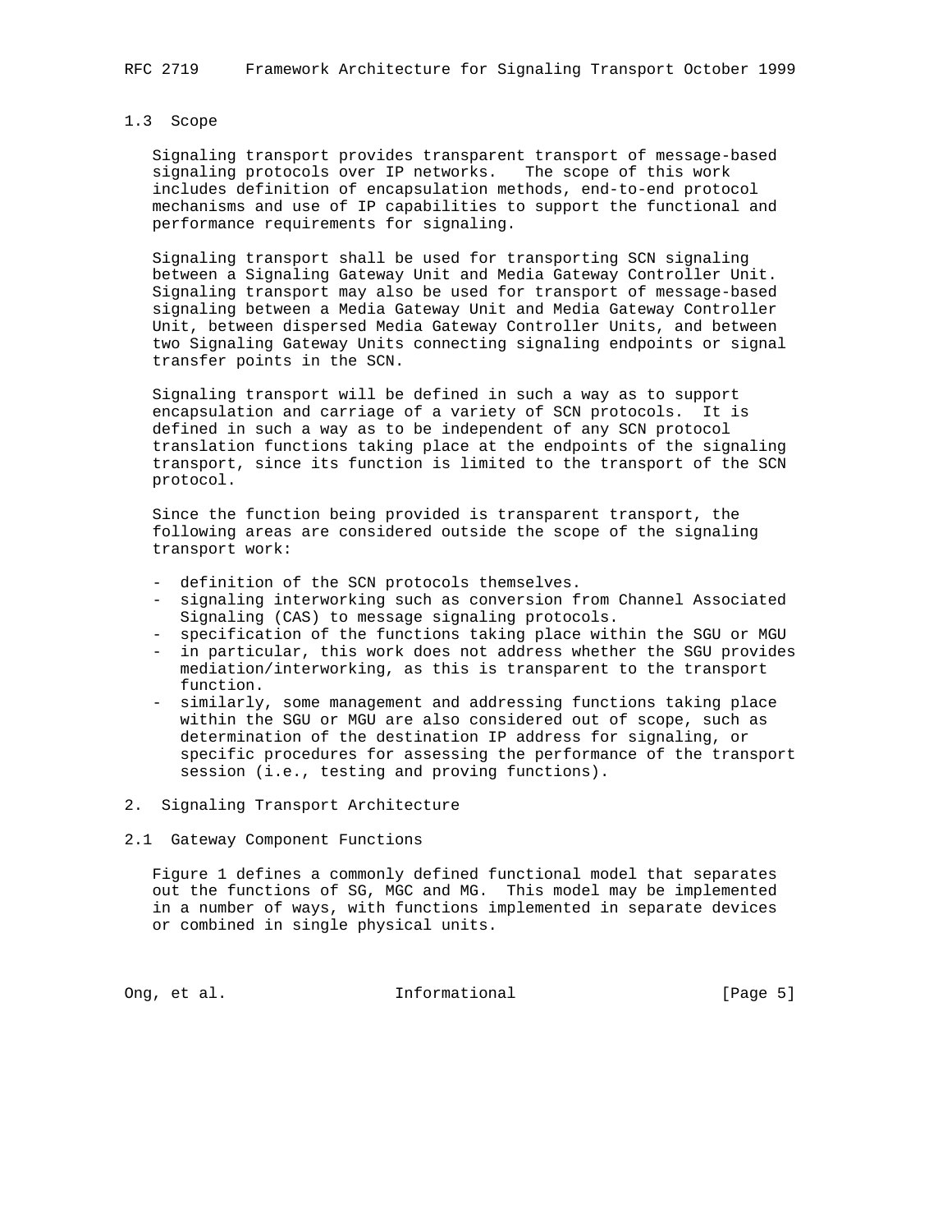### 1.3 Scope

Signaling transport provides transparent transport of message-based signaling protocols over IP networks. The scope of this work includes definition of encapsulation methods, end-to-end protocol mechanisms and use of IP capabilities to support the functional and performance requirements for signaling.

Signaling transport shall be used for transporting SCN signaling between a Signaling Gateway Unit and Media Gateway Controller Unit. Signaling transport may also be used for transport of message-based signaling between a Media Gateway Unit and Media Gateway Controller Unit, between dispersed Media Gateway Controller Units, and between two Signaling Gateway Units connecting signaling endpoints or signal transfer points in the SCN.

Signaling transport will be defined in such a way as to support encapsulation and carriage of a variety of SCN protocols. It is defined in such a way as to be independent of any SCN protocol translation functions taking place at the endpoints of the signaling transport, since its function is limited to the transport of the SCN protocol.

Since the function being provided is transparent transport, the following areas are considered outside the scope of the signaling transport work:

- definition of the SCN protocols themselves.
- signaling interworking such as conversion from Channel Associated Signaling (CAS) to message signaling protocols.
- specification of the functions taking place within the SGU or MGU
- in particular, this work does not address whether the SGU provides mediation/interworking, as this is transparent to the transport function.
- similarly, some management and addressing functions taking place within the SGU or MGU are also considered out of scope, such as determination of the destination IP address for signaling, or specific procedures for assessing the performance of the transport session (i.e., testing and proving functions).

## 2. Signaling Transport Architecture

### 2.1 Gateway Component Functions

Figure 1 defines a commonly defined functional model that separates out the functions of SG, MGC and MG. This model may be implemented in a number of ways, with functions implemented in separate devices or combined in single physical units.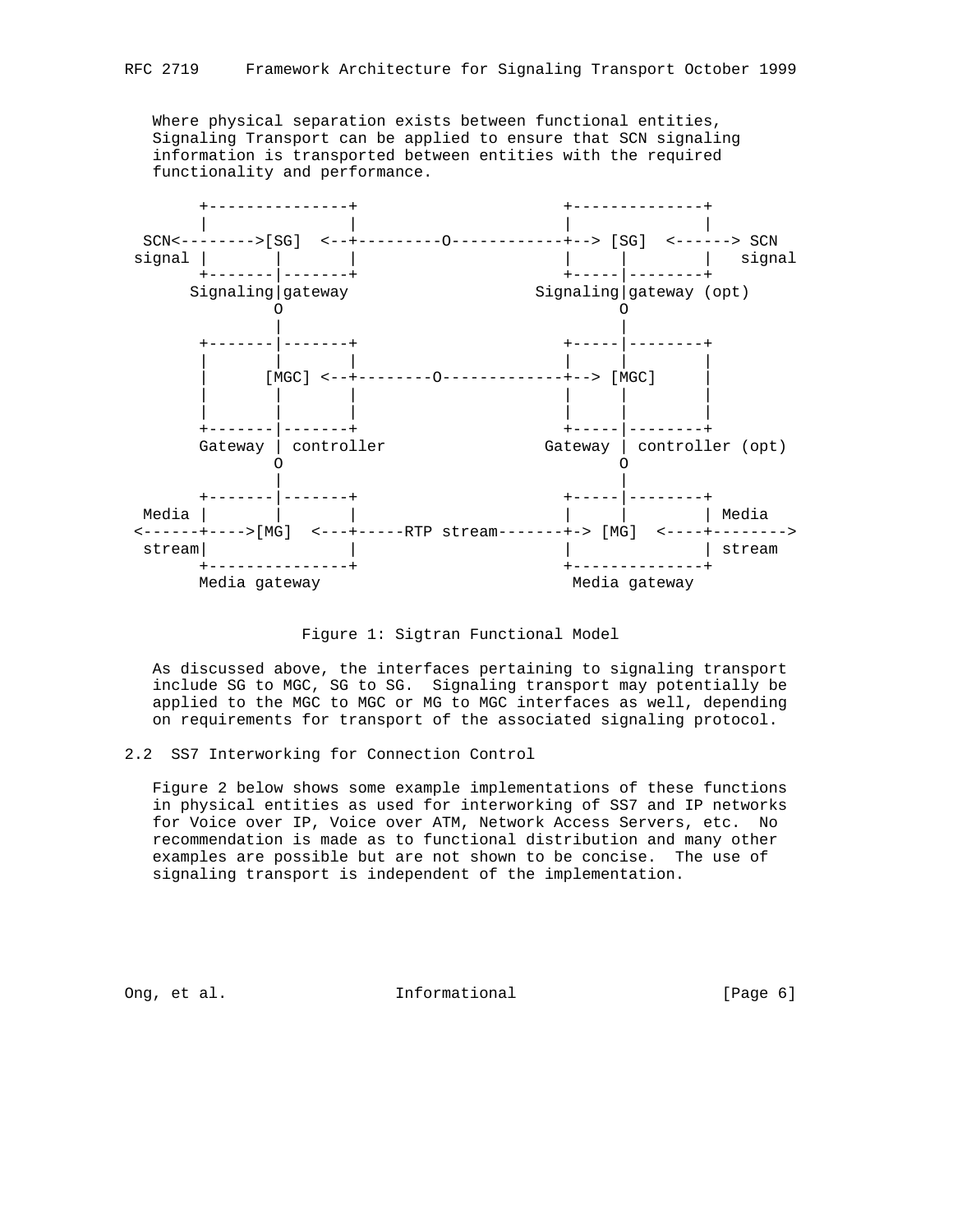Where physical separation exists between functional entities, Signaling Transport can be applied to ensure that SCN signaling information is transported between entities with the required functionality and performance.

```
       +---------------+                    +--------------+
       |               |                    |              |
  SCN<-------->[SG]  <--+---------O-----------+--> [SG]  <------> SCN
 signal |       |       |                    |     |        |   signal
       +-------|-------+                    +-----|--------+
      Signaling|gateway                   Signaling|gateway (opt)
               O                                   O
               |                                   |
       +-------|-------+                    +-----|--------+
       |       |       |                    |     |        |
       |     [MGC] <--+--------O-------------+--> [MGC]    |
       |       |       |                    |     |        |
       |       |       |                    |     |        |
       +-------|-------+                    +-----|--------+
       Gateway | controller                Gateway | controller (opt)
               O                                   O
               |                                   |
       +-------|-------+                    +-----|--------+
  Media |      |       |                    |     |        | Media
 <------+---->[MG]  <---+-----RTP stream-------+-> [MG]  <----+-------->
  stream|              |                    |              | stream
       +---------------+                    +--------------+
       Media gateway                        Media gateway
```

Figure 1: Sigtran Functional Model

As discussed above, the interfaces pertaining to signaling transport include SG to MGC, SG to SG. Signaling transport may potentially be applied to the MGC to MGC or MG to MGC interfaces as well, depending on requirements for transport of the associated signaling protocol.

## 2.2 SS7 Interworking for Connection Control

Figure 2 below shows some example implementations of these functions in physical entities as used for interworking of SS7 and IP networks for Voice over IP, Voice over ATM, Network Access Servers, etc. No recommendation is made as to functional distribution and many other examples are possible but are not shown to be concise. The use of signaling transport is independent of the implementation.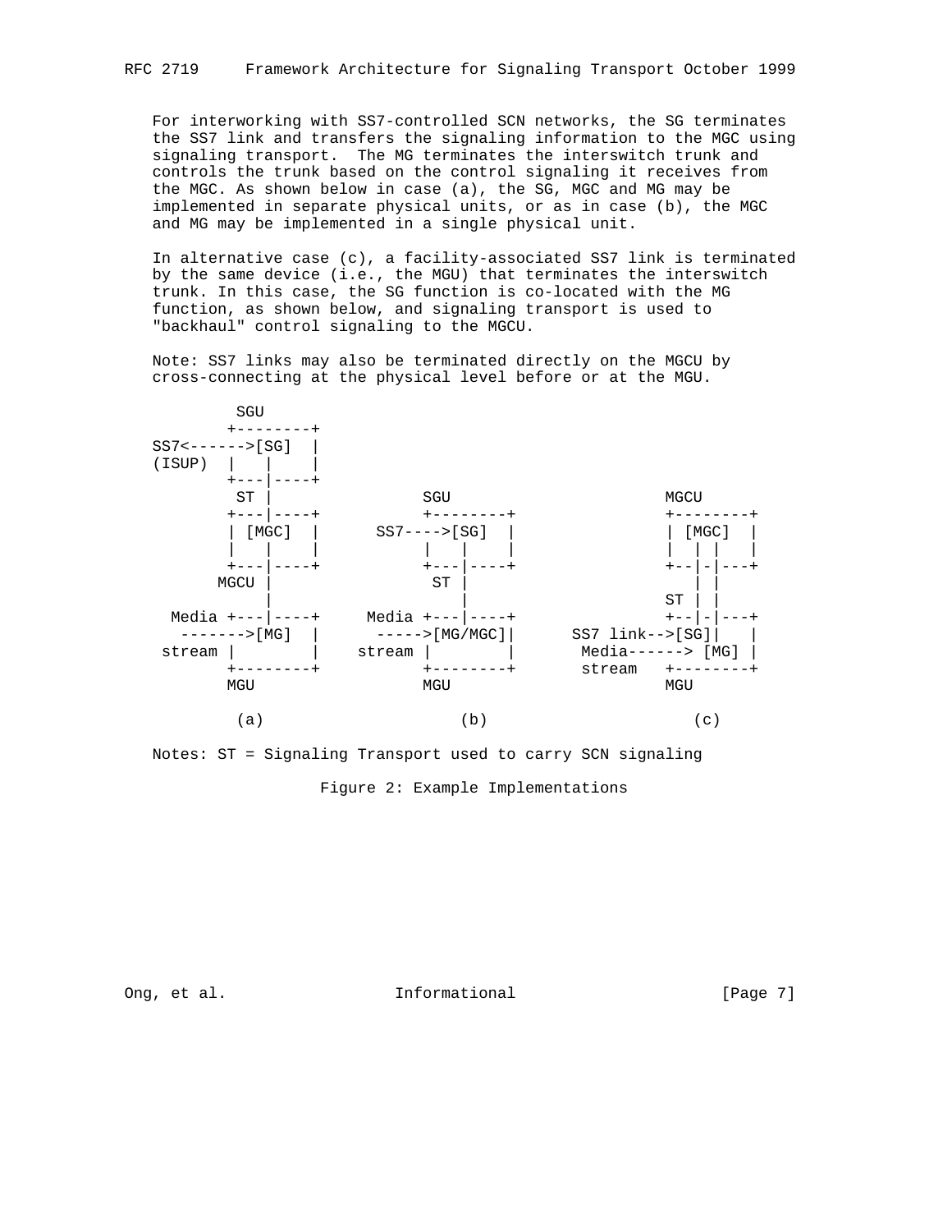For interworking with SS7-controlled SCN networks, the SG terminates the SS7 link and transfers the signaling information to the MGC using signaling transport. The MG terminates the interswitch trunk and controls the trunk based on the control signaling it receives from the MGC. As shown below in case (a), the SG, MGC and MG may be implemented in separate physical units, or as in case (b), the MGC and MG may be implemented in a single physical unit.

In alternative case (c), a facility-associated SS7 link is terminated by the same device (i.e., the MGU) that terminates the interswitch trunk. In this case, the SG function is co-located with the MG function, as shown below, and signaling transport is used to "backhaul" control signaling to the MGCU.

Note: SS7 links may also be terminated directly on the MGCU by cross-connecting at the physical level before or at the MGU.

```
         SGU
        +--------+
SS7<------>[SG]  |
(ISUP)  |   |    |
        +---|----+
         ST |               SGU                      MGCU
        +---|----+        +--------+               +--------+
        | [MGC]  |    SS7---->[SG]  |               | [MGC]  |
        |   |    |        |   |    |               |  | |   |
        +---|----+        +---|----+               +--|-|---+
       MGCU |              ST |                       | |
            |                 |                    ST | |
  Media +---|----+    Media +---|----+             +--|-|---+
   ------->[MG]  |     ----->[MG/MGC]|      SS7 link-->[SG]|   |
 stream |        |   stream |        |       Media------> [MG] |
        +--------+          +--------+       stream   +--------+
        MGU                 MGU                        MGU

         (a)                  (b)                  (c)
```

Notes: ST = Signaling Transport used to carry SCN signaling

Figure 2: Example Implementations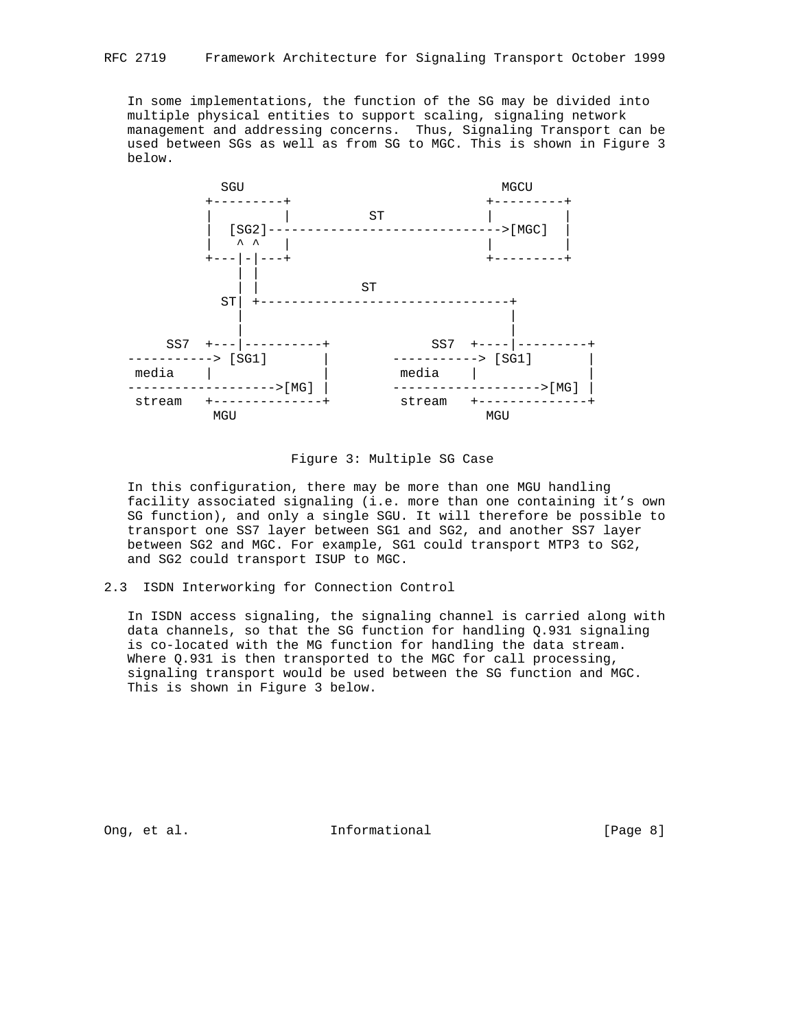In some implementations, the function of the SG may be divided into multiple physical entities to support scaling, signaling network management and addressing concerns.  Thus, Signaling Transport can be used between SGs as well as from SG to MGC. This is shown in Figure 3 below.

```
           SGU                                 MGCU
         +---------+                         +---------+
         |         |          ST             |         |
         |  [SG2]------------------------------->[MGC]  |
         |   ^ ^   |                         |         |
         +---|-|---+                         +---------+
             | |
             | |             ST
           ST| +--------------------------------+
             |                                  |
             |                                  |
     SS7  +---|----------+            SS7  +----|---------+
-----------> [SG1]       |        -----------> [SG1]       |
 media    |              |         media    |              |
------------------->[MG] |        ------------------->[MG] |
 stream   +--------------+         stream   +--------------+
          MGU                                 MGU
```

Figure 3: Multiple SG Case

In this configuration, there may be more than one MGU handling facility associated signaling (i.e. more than one containing it's own SG function), and only a single SGU. It will therefore be possible to transport one SS7 layer between SG1 and SG2, and another SS7 layer between SG2 and MGC. For example, SG1 could transport MTP3 to SG2, and SG2 could transport ISUP to MGC.

## 2.3 ISDN Interworking for Connection Control

In ISDN access signaling, the signaling channel is carried along with data channels, so that the SG function for handling Q.931 signaling is co-located with the MG function for handling the data stream. Where Q.931 is then transported to the MGC for call processing, signaling transport would be used between the SG function and MGC. This is shown in Figure 3 below.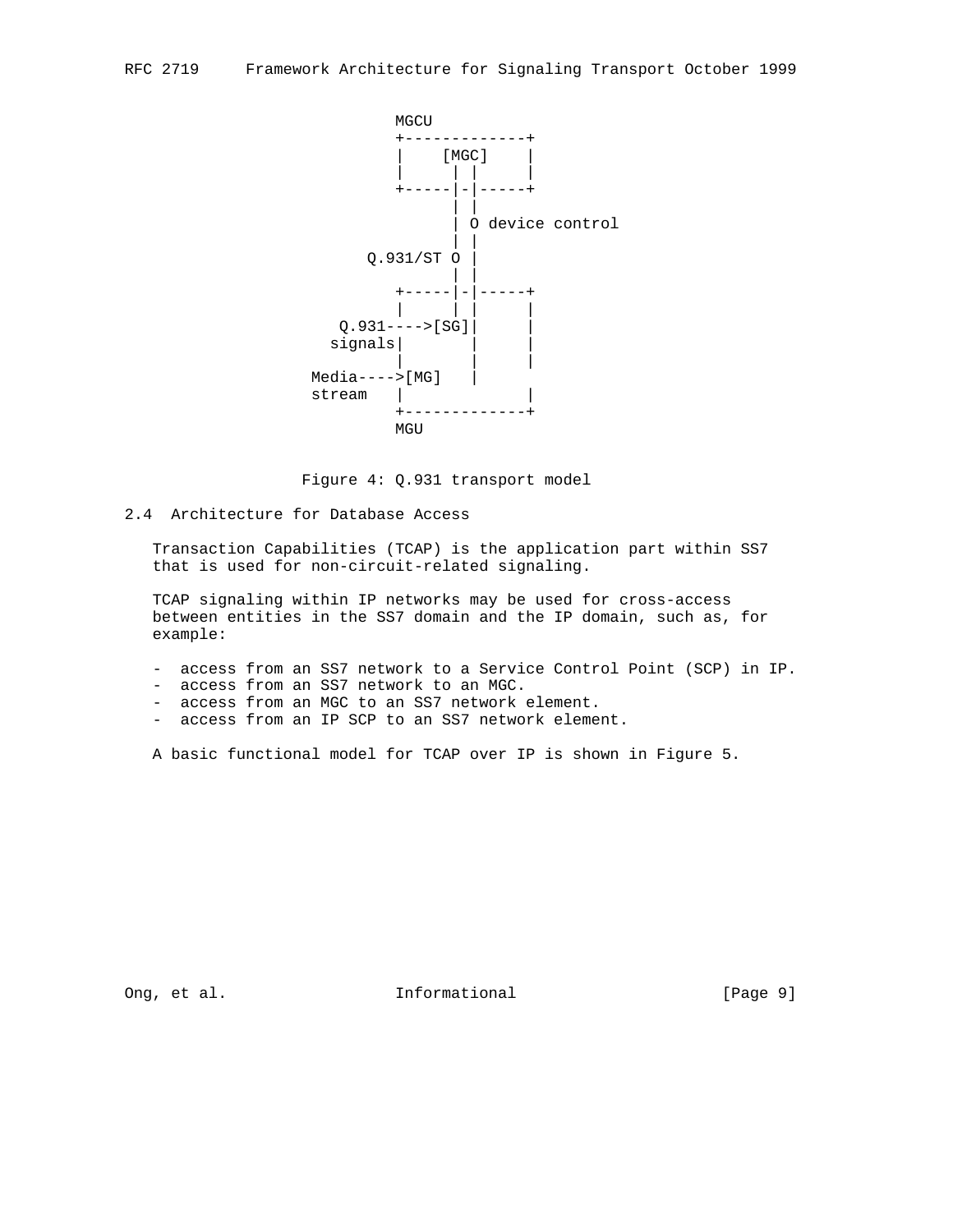```
                           MGCU
                           +-------------+
                           |    [MGC]    |
                           |      | |    |
                           +-----|-|-----+
                                 | |
                                 | O device control
                                 | |
                       Q.931/ST O |
                                 | |
                           +-----|-|-----+
                           |     | |     |
                    Q.931---->[SG]|     |
                     signals|      |     |
                           |      |     |
                   Media---->[MG]   |
                   stream   |             |
                           +-------------+
                           MGU
```

Figure 4: Q.931 transport model

## 2.4 Architecture for Database Access

Transaction Capabilities (TCAP) is the application part within SS7 that is used for non-circuit-related signaling.

TCAP signaling within IP networks may be used for cross-access between entities in the SS7 domain and the IP domain, such as, for example:

- access from an SS7 network to a Service Control Point (SCP) in IP.
- access from an SS7 network to an MGC.
- access from an MGC to an SS7 network element.
- access from an IP SCP to an SS7 network element.

A basic functional model for TCAP over IP is shown in Figure 5.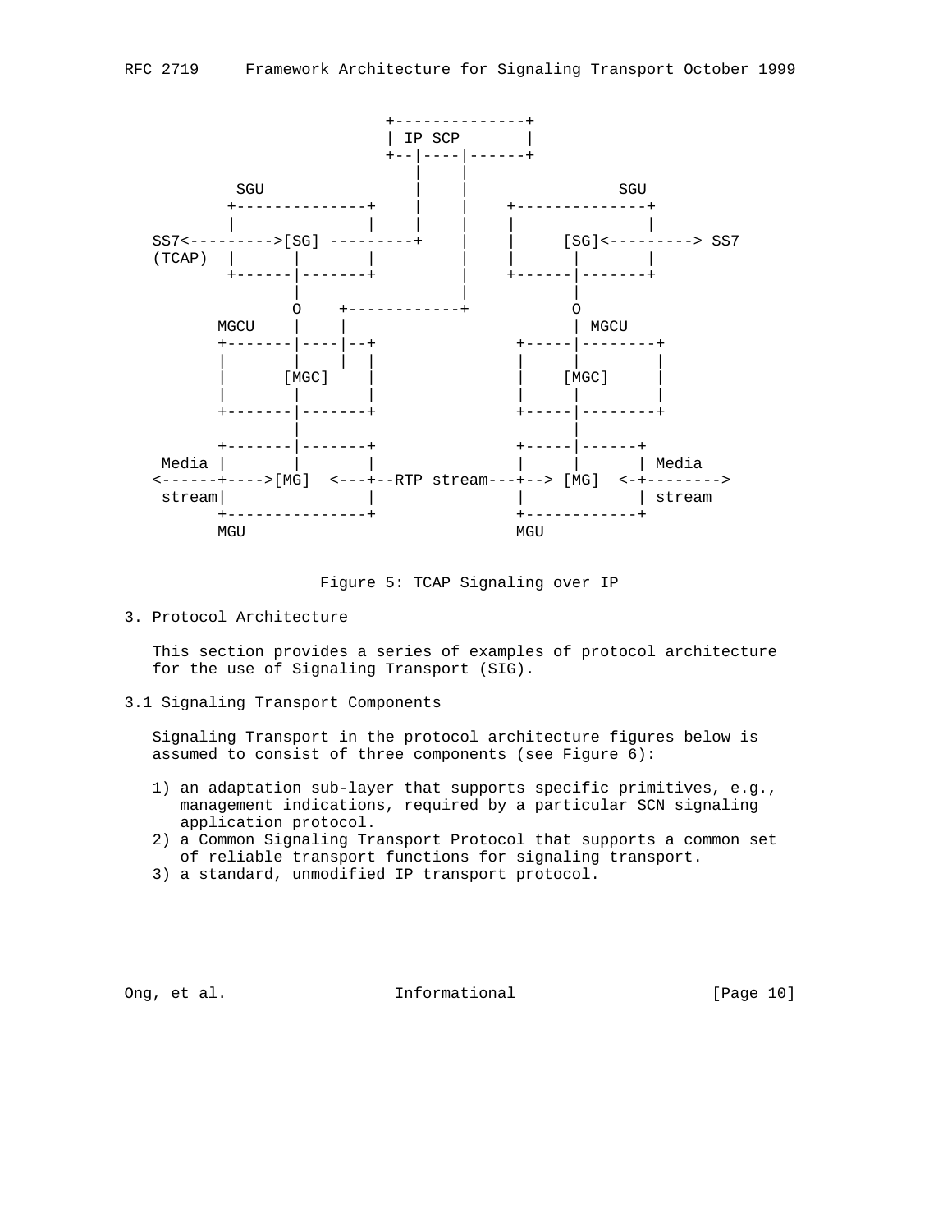```
                       +--------------+
                       | IP SCP       |
                       +--|----|------+
                          |    |
        SGU               |    |              SGU
       +--------------+   |    |    +--------------+
       |              |   |    |    |              |
 SS7<--------->[SG] ---------+    |    |     [SG]<---------> SS7
 (TCAP)  |       |       |        |    |       |       |
       +------|-------+        |    +------|-------+
              |                |           |
              O    +------------+           O
      MGCU    |    |                        | MGCU
      +-------|----|--+              +-----|--------+
      |       |    |  |              |     |        |
      |      [MGC]    |              |    [MGC]     |
      |       |       |              |     |        |
      +-------|-------+              +-----|--------+
              |                            |
      +-------|-------+              +-----|------+
 Media |      |       |              |     |      | Media
<------+---->[MG]  <---+--RTP stream---+--> [MG]  <-+-------->
 stream|              |              |            | stream
      +---------------+              +------------+
      MGU                            MGU
```

Figure 5: TCAP Signaling over IP

## 3. Protocol Architecture

This section provides a series of examples of protocol architecture for the use of Signaling Transport (SIG).

### 3.1 Signaling Transport Components

Signaling Transport in the protocol architecture figures below is assumed to consist of three components (see Figure 6):

1) an adaptation sub-layer that supports specific primitives, e.g., management indications, required by a particular SCN signaling application protocol.
2) a Common Signaling Transport Protocol that supports a common set of reliable transport functions for signaling transport.
3) a standard, unmodified IP transport protocol.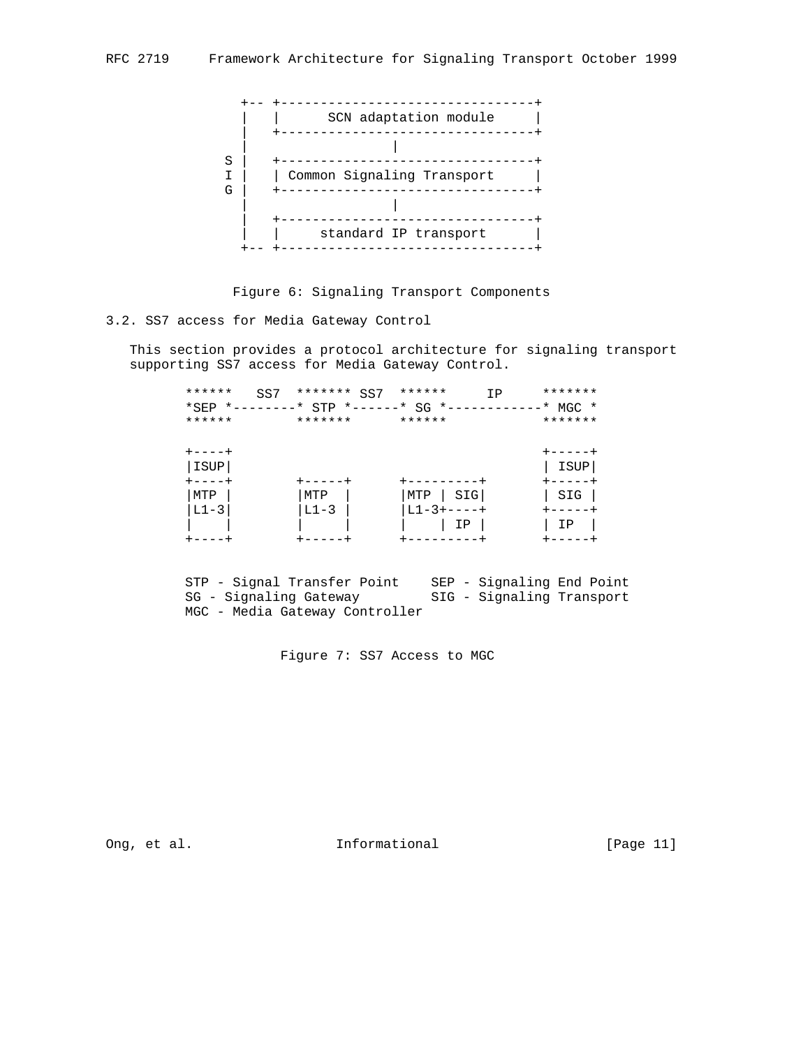```
             +-- +--------------------------------+
             |   |      SCN adaptation module     |
             |   +--------------------------------+
             |                  |
           S |   +--------------------------------+
           I |   | Common Signaling Transport     |
           G |   +--------------------------------+
             |                  |
             |   +--------------------------------+
             |   |     standard IP transport      |
             +-- +--------------------------------+
```

Figure 6: Signaling Transport Components

## 3.2. SS7 access for Media Gateway Control

This section provides a protocol architecture for signaling transport supporting SS7 access for Media Gateway Control.

```
       ******   SS7  ******* SS7  ******      IP      *******
       *SEP *--------* STP *------* SG *------------* MGC *
       ******        *******      ******              *******

       +----+                                         +-----+
       |ISUP|                                         | ISUP|
       +----+        +-----+      +---------+         +-----+
       |MTP |        |MTP  |      |MTP | SIG|         | SIG |
       |L1-3|        |L1-3 |      |L1-3+----+         +-----+
       |    |        |     |      |    | IP |         | IP  |
       +----+        +-----+      +---------+         +-----+

       STP - Signal Transfer Point    SEP - Signaling End Point
       SG - Signaling Gateway         SIG - Signaling Transport
       MGC - Media Gateway Controller
```

Figure 7: SS7 Access to MGC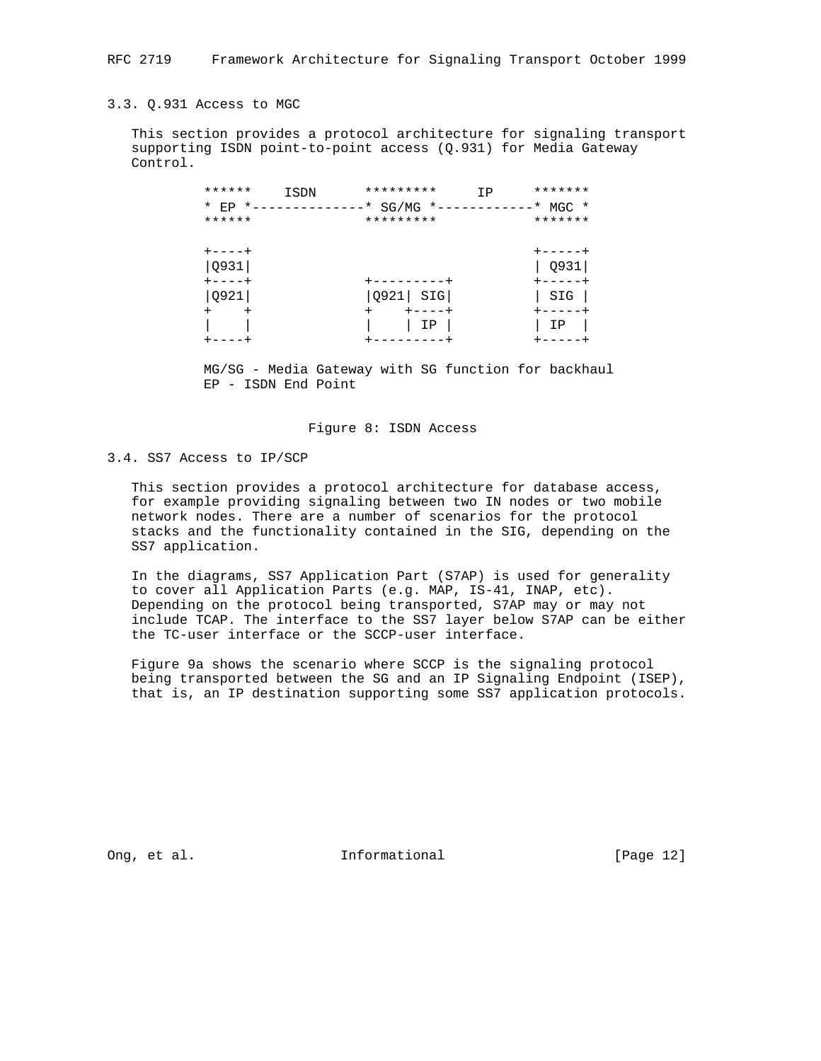### 3.3. Q.931 Access to MGC

This section provides a protocol architecture for signaling transport supporting ISDN point-to-point access (Q.931) for Media Gateway Control.

```
         ******    ISDN      *********     IP     *******
         * EP *--------------* SG/MG *------------* MGC *
         ******              *********            *******

         +----+                                   +-----+
         |Q931|                                   | Q931|
         +----+              +---------+          +-----+
         |Q921|              |Q921| SIG|          | SIG |
         +    +              +    +----+          +-----+
         |    |              |    | IP |          | IP  |
         +----+              +---------+          +-----+

         MG/SG - Media Gateway with SG function for backhaul
         EP - ISDN End Point
```

Figure 8: ISDN Access

### 3.4. SS7 Access to IP/SCP

This section provides a protocol architecture for database access, for example providing signaling between two IN nodes or two mobile network nodes. There are a number of scenarios for the protocol stacks and the functionality contained in the SIG, depending on the SS7 application.

In the diagrams, SS7 Application Part (S7AP) is used for generality to cover all Application Parts (e.g. MAP, IS-41, INAP, etc). Depending on the protocol being transported, S7AP may or may not include TCAP. The interface to the SS7 layer below S7AP can be either the TC-user interface or the SCCP-user interface.

Figure 9a shows the scenario where SCCP is the signaling protocol being transported between the SG and an IP Signaling Endpoint (ISEP), that is, an IP destination supporting some SS7 application protocols.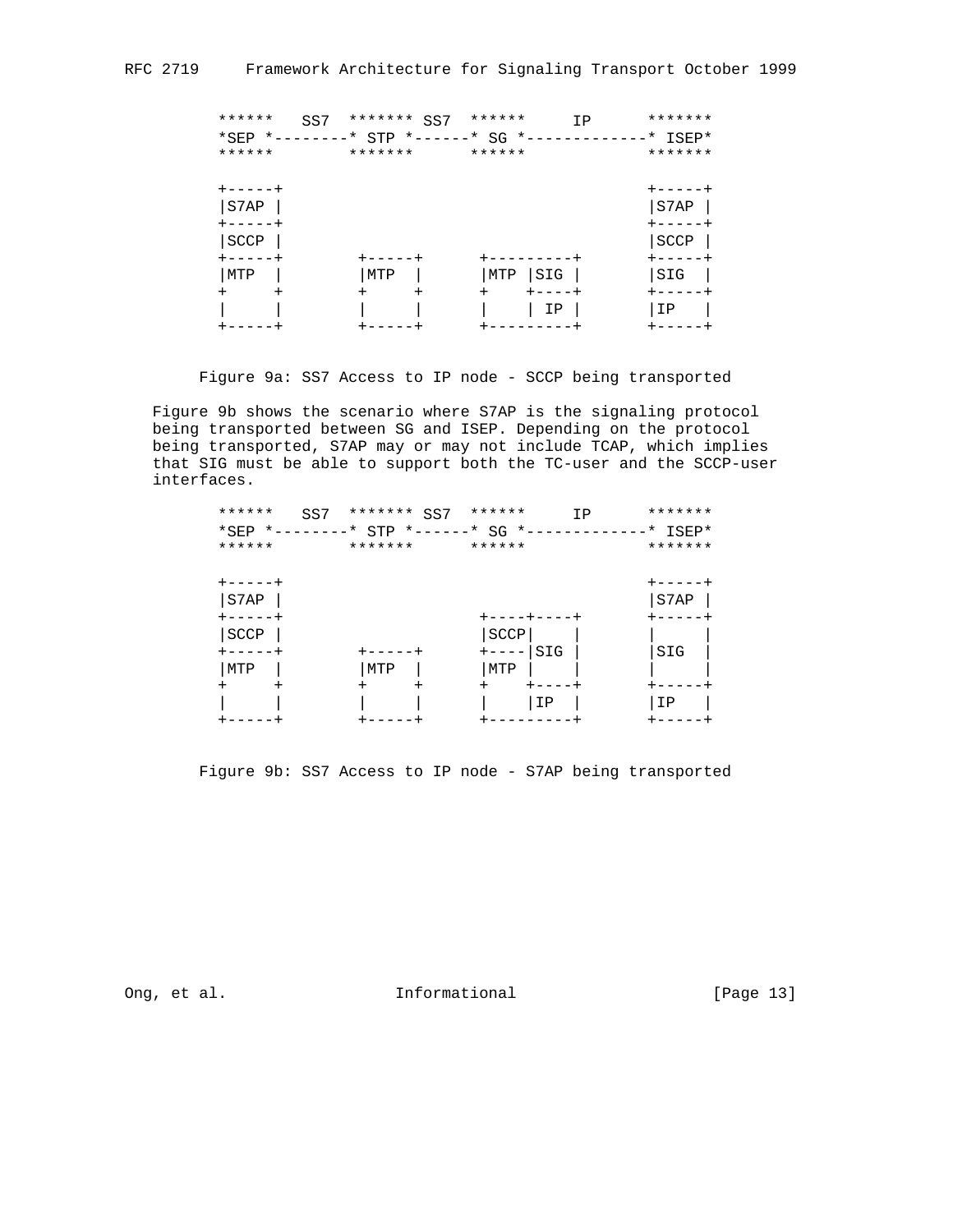```
      ******   SS7  ******* SS7  ******      IP      *******
      *SEP *--------* STP *------* SG *-------------* ISEP*
      ******        *******      ******              *******

      +-----+                                        +-----+
      |S7AP |                                        |S7AP |
      +-----+                                        +-----+
      |SCCP |                                        |SCCP |
      +-----+       +-----+      +---------+         +-----+
      |MTP  |       |MTP  |      |MTP |SIG |         |SIG  |
      +     +       +     +      +    +----+         +-----+
      |     |       |     |      |    | IP |         |IP   |
      +-----+       +-----+      +---------+         +-----+
```

Figure 9a: SS7 Access to IP node - SCCP being transported

Figure 9b shows the scenario where S7AP is the signaling protocol being transported between SG and ISEP. Depending on the protocol being transported, S7AP may or may not include TCAP, which implies that SIG must be able to support both the TC-user and the SCCP-user interfaces.

```
      ******   SS7  ******* SS7  ******      IP      *******
      *SEP *--------* STP *------* SG *-------------* ISEP*
      ******        *******      ******              *******

      +-----+                                        +-----+
      |S7AP |                                        |S7AP |
      +-----+                    +----+----+         +-----+
      |SCCP |                    |SCCP|    |         |     |
      +-----+       +-----+      +----|SIG |         |SIG  |
      |MTP  |       |MTP  |      |MTP |    |         |     |
      +     +       +     +      +    +----+         +-----+
      |     |       |     |      |    |IP  |         |IP   |
      +-----+       +-----+      +---------+         +-----+
```

Figure 9b: SS7 Access to IP node - S7AP being transported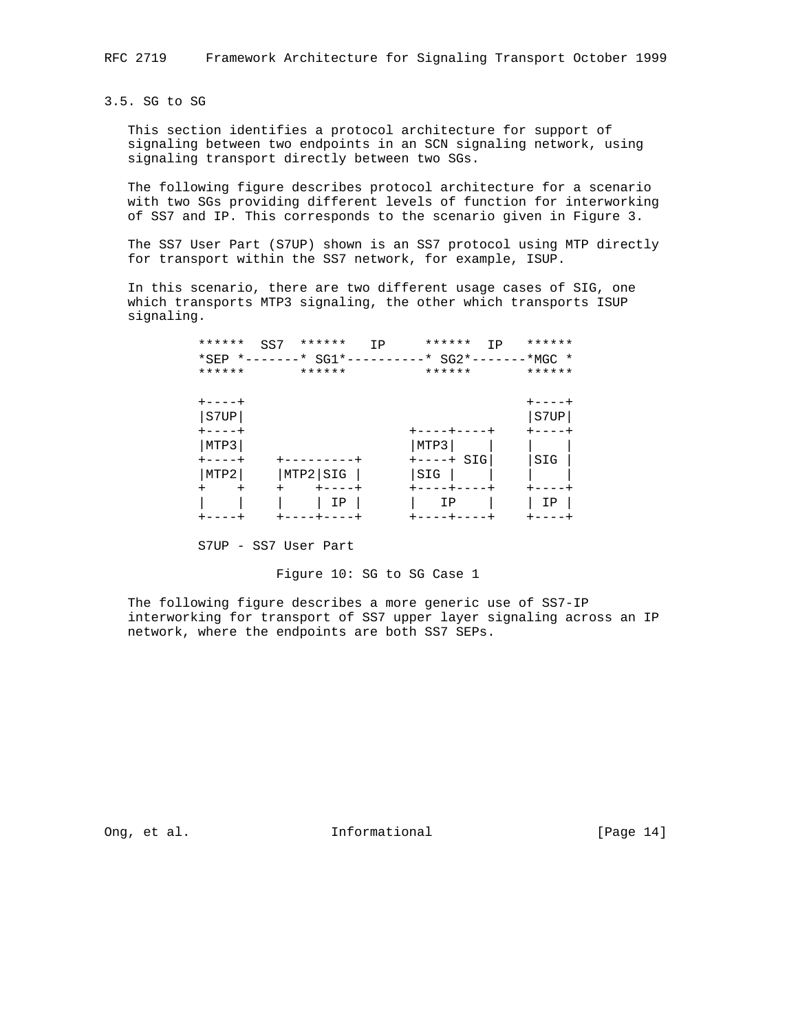### 3.5. SG to SG

This section identifies a protocol architecture for support of signaling between two endpoints in an SCN signaling network, using signaling transport directly between two SGs.

The following figure describes protocol architecture for a scenario with two SGs providing different levels of function for interworking of SS7 and IP. This corresponds to the scenario given in Figure 3.

The SS7 User Part (S7UP) shown is an SS7 protocol using MTP directly for transport within the SS7 network, for example, ISUP.

In this scenario, there are two different usage cases of SIG, one which transports MTP3 signaling, the other which transports ISUP signaling.

```
******  SS7  ******   IP     ******  IP   ******
*SEP *-------* SG1*----------* SG2*-------*MGC *
******       ******          ******       ******

+----+                                    +----+
|S7UP|                                    |S7UP|
+----+                       +----+----+  +----+
|MTP3|                       |MTP3|    |  |    |
+----+    +---------+        +----+ SIG|  |SIG |
|MTP2|    |MTP2|SIG |        |SIG |    |  |    |
+    +    +    +----+        +----+----+  +----+
|    |    |    | IP |        |   IP    |  | IP |
+----+    +----+----+        +----+----+  +----+

S7UP - SS7 User Part
```

Figure 10: SG to SG Case 1

The following figure describes a more generic use of SS7-IP interworking for transport of SS7 upper layer signaling across an IP network, where the endpoints are both SS7 SEPs.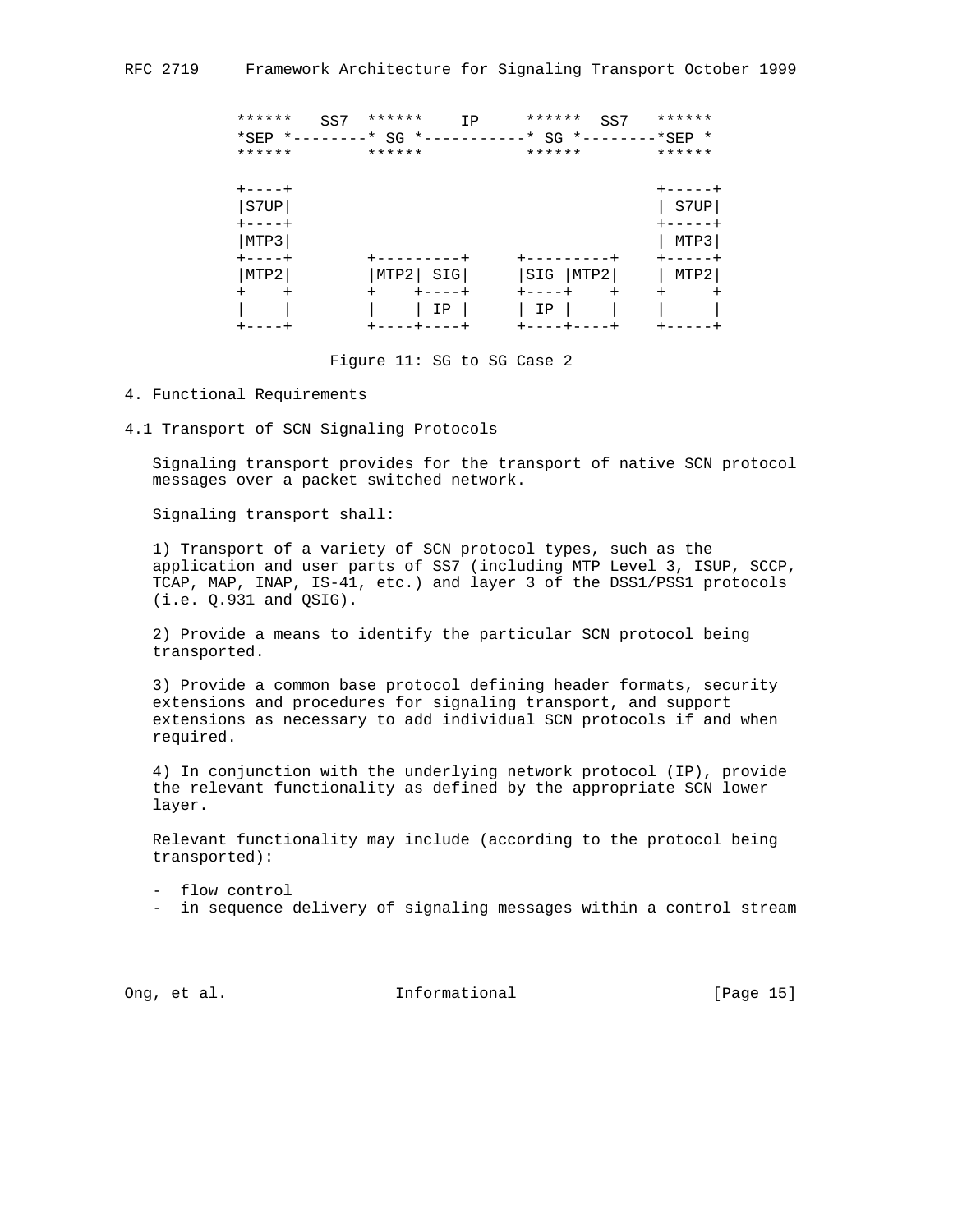```
     ******   SS7  ******    IP     ******  SS7   ******
     *SEP *--------* SG *-----------* SG *--------*SEP *
     ******        ******           ******        ******

     +----+                                       +-----+
     |S7UP|                                       | S7UP|
     +----+                                       +-----+
     |MTP3|                                       | MTP3|
     +----+        +---------+     +---------+    +-----+
     |MTP2|        |MTP2| SIG|     |SIG |MTP2|    | MTP2|
     +    +        +    +----+     +----+    +    +     +
     |    |        |    | IP |     | IP |    |    |     |
     +----+        +----+----+     +----+----+    +-----+
```

Figure 11: SG to SG Case 2

# 4. Functional Requirements

## 4.1 Transport of SCN Signaling Protocols

Signaling transport provides for the transport of native SCN protocol messages over a packet switched network.

Signaling transport shall:

1) Transport of a variety of SCN protocol types, such as the application and user parts of SS7 (including MTP Level 3, ISUP, SCCP, TCAP, MAP, INAP, IS-41, etc.) and layer 3 of the DSS1/PSS1 protocols (i.e. Q.931 and QSIG).

2) Provide a means to identify the particular SCN protocol being transported.

3) Provide a common base protocol defining header formats, security extensions and procedures for signaling transport, and support extensions as necessary to add individual SCN protocols if and when required.

4) In conjunction with the underlying network protocol (IP), provide the relevant functionality as defined by the appropriate SCN lower layer.

Relevant functionality may include (according to the protocol being transported):

- flow control
- in sequence delivery of signaling messages within a control stream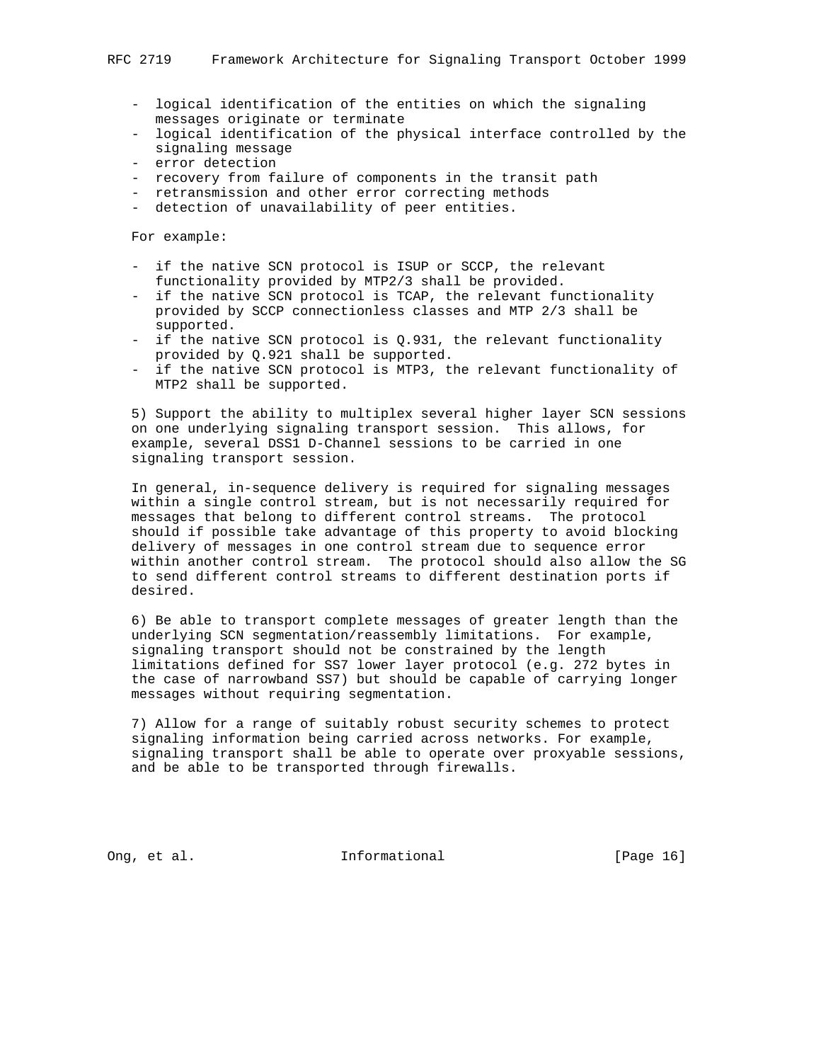- logical identification of the entities on which the signaling messages originate or terminate
- logical identification of the physical interface controlled by the signaling message
- error detection
- recovery from failure of components in the transit path
- retransmission and other error correcting methods
- detection of unavailability of peer entities.

For example:

- if the native SCN protocol is ISUP or SCCP, the relevant functionality provided by MTP2/3 shall be provided.
- if the native SCN protocol is TCAP, the relevant functionality provided by SCCP connectionless classes and MTP 2/3 shall be supported.
- if the native SCN protocol is Q.931, the relevant functionality provided by Q.921 shall be supported.
- if the native SCN protocol is MTP3, the relevant functionality of MTP2 shall be supported.

5) Support the ability to multiplex several higher layer SCN sessions on one underlying signaling transport session. This allows, for example, several DSS1 D-Channel sessions to be carried in one signaling transport session.

In general, in-sequence delivery is required for signaling messages within a single control stream, but is not necessarily required for messages that belong to different control streams. The protocol should if possible take advantage of this property to avoid blocking delivery of messages in one control stream due to sequence error within another control stream. The protocol should also allow the SG to send different control streams to different destination ports if desired.

6) Be able to transport complete messages of greater length than the underlying SCN segmentation/reassembly limitations. For example, signaling transport should not be constrained by the length limitations defined for SS7 lower layer protocol (e.g. 272 bytes in the case of narrowband SS7) but should be capable of carrying longer messages without requiring segmentation.

7) Allow for a range of suitably robust security schemes to protect signaling information being carried across networks. For example, signaling transport shall be able to operate over proxyable sessions, and be able to be transported through firewalls.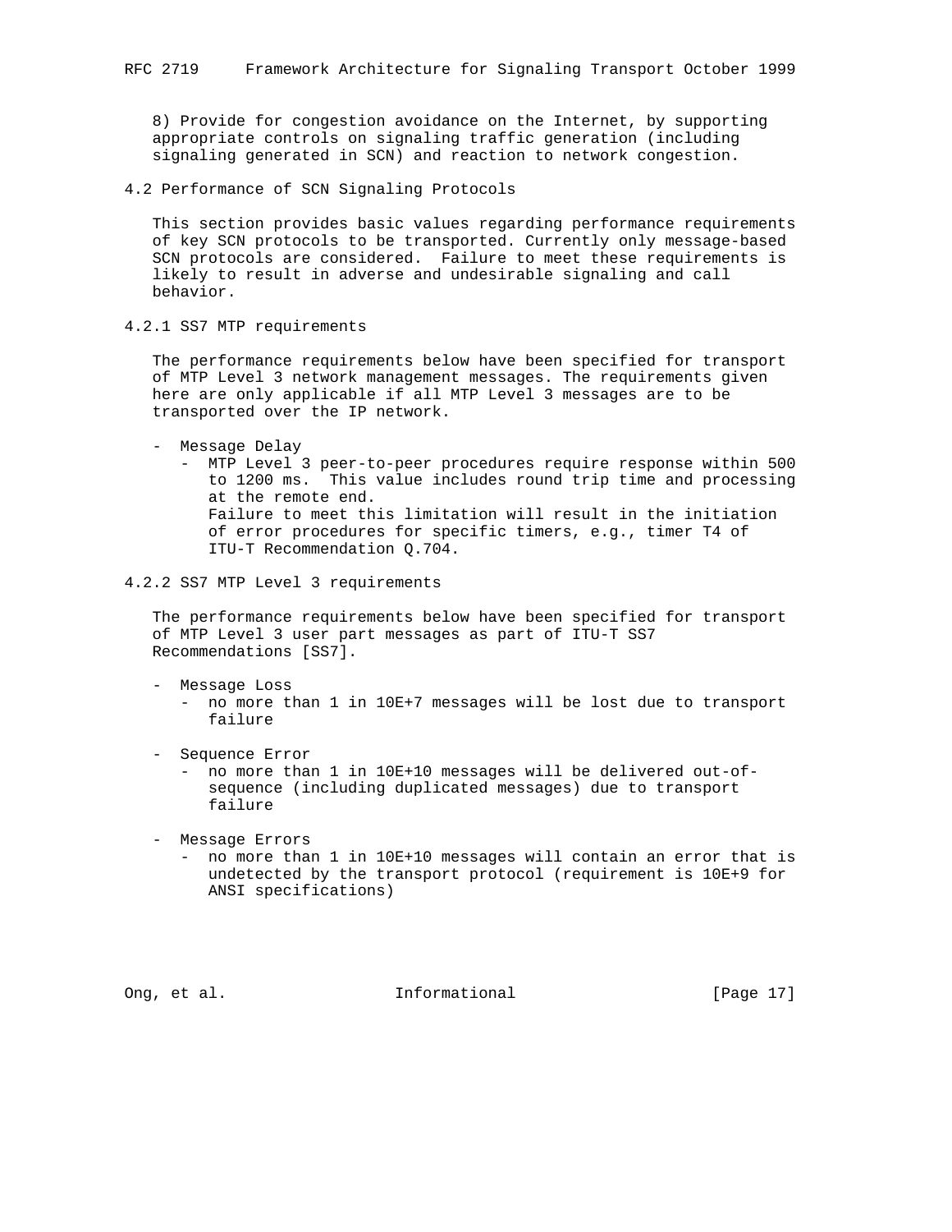8) Provide for congestion avoidance on the Internet, by supporting appropriate controls on signaling traffic generation (including signaling generated in SCN) and reaction to network congestion.

### 4.2 Performance of SCN Signaling Protocols

This section provides basic values regarding performance requirements of key SCN protocols to be transported. Currently only message-based SCN protocols are considered. Failure to meet these requirements is likely to result in adverse and undesirable signaling and call behavior.

#### 4.2.1 SS7 MTP requirements

The performance requirements below have been specified for transport of MTP Level 3 network management messages. The requirements given here are only applicable if all MTP Level 3 messages are to be transported over the IP network.

- Message Delay
  - MTP Level 3 peer-to-peer procedures require response within 500 to 1200 ms. This value includes round trip time and processing at the remote end.
    Failure to meet this limitation will result in the initiation of error procedures for specific timers, e.g., timer T4 of ITU-T Recommendation Q.704.

#### 4.2.2 SS7 MTP Level 3 requirements

The performance requirements below have been specified for transport of MTP Level 3 user part messages as part of ITU-T SS7 Recommendations [SS7].

- Message Loss
  - no more than 1 in 10E+7 messages will be lost due to transport failure

- Sequence Error
  - no more than 1 in 10E+10 messages will be delivered out-of-sequence (including duplicated messages) due to transport failure

- Message Errors
  - no more than 1 in 10E+10 messages will contain an error that is undetected by the transport protocol (requirement is 10E+9 for ANSI specifications)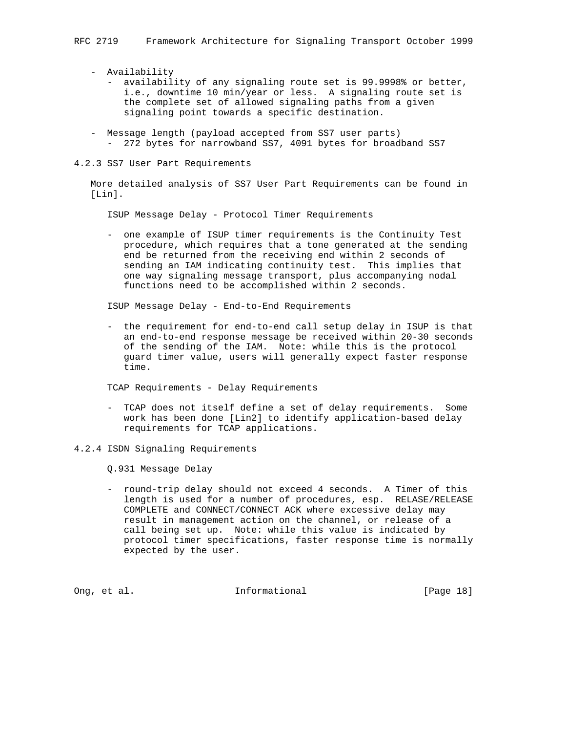- Availability
  - availability of any signaling route set is 99.9998% or better, i.e., downtime 10 min/year or less. A signaling route set is the complete set of allowed signaling paths from a given signaling point towards a specific destination.

- Message length (payload accepted from SS7 user parts)
  - 272 bytes for narrowband SS7, 4091 bytes for broadband SS7

### 4.2.3 SS7 User Part Requirements

More detailed analysis of SS7 User Part Requirements can be found in [Lin].

ISUP Message Delay - Protocol Timer Requirements

- one example of ISUP timer requirements is the Continuity Test procedure, which requires that a tone generated at the sending end be returned from the receiving end within 2 seconds of sending an IAM indicating continuity test. This implies that one way signaling message transport, plus accompanying nodal functions need to be accomplished within 2 seconds.

ISUP Message Delay - End-to-End Requirements

- the requirement for end-to-end call setup delay in ISUP is that an end-to-end response message be received within 20-30 seconds of the sending of the IAM. Note: while this is the protocol guard timer value, users will generally expect faster response time.

TCAP Requirements - Delay Requirements

- TCAP does not itself define a set of delay requirements. Some work has been done [Lin2] to identify application-based delay requirements for TCAP applications.

### 4.2.4 ISDN Signaling Requirements

Q.931 Message Delay

- round-trip delay should not exceed 4 seconds. A Timer of this length is used for a number of procedures, esp. RELASE/RELEASE COMPLETE and CONNECT/CONNECT ACK where excessive delay may result in management action on the channel, or release of a call being set up. Note: while this value is indicated by protocol timer specifications, faster response time is normally expected by the user.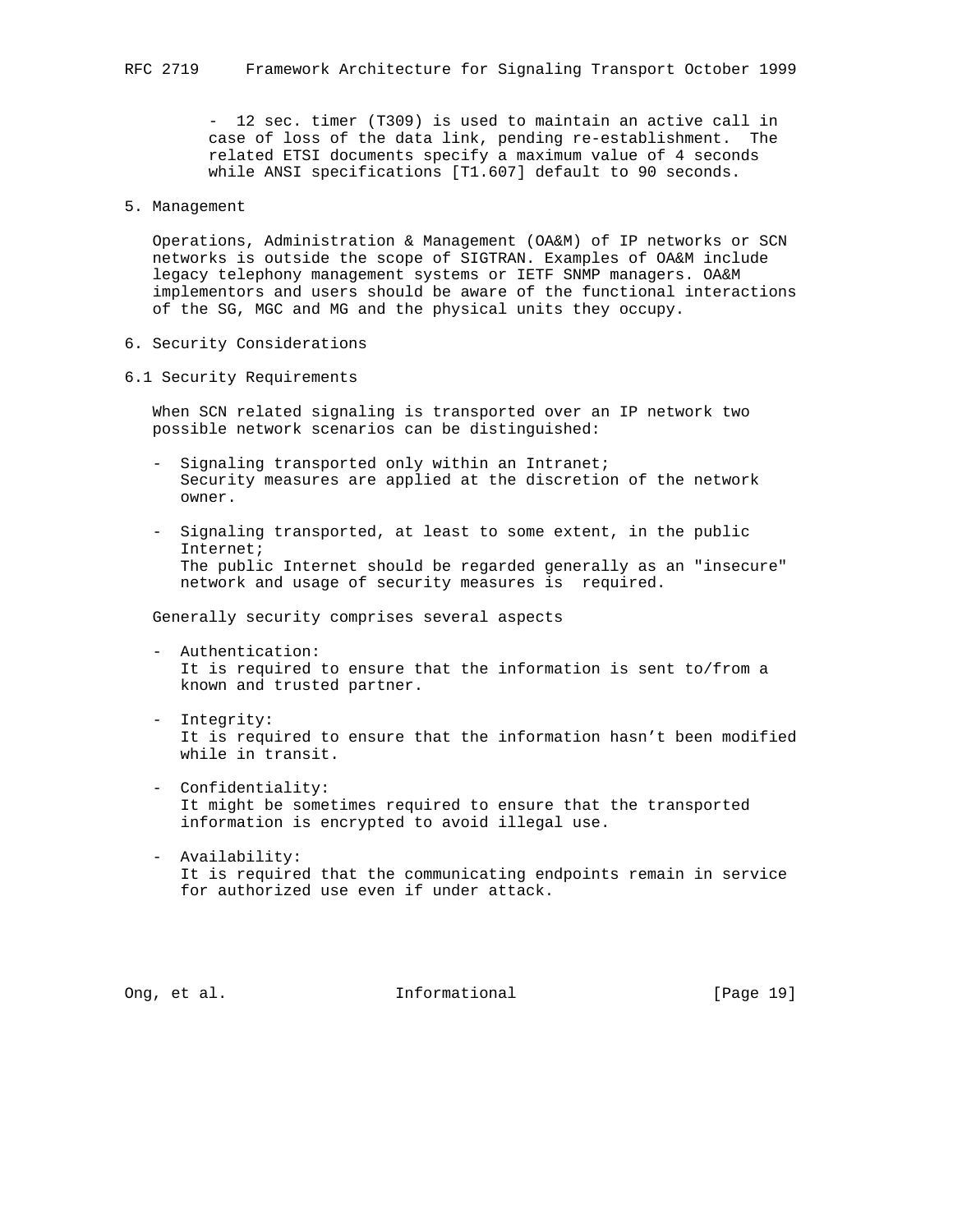- 12 sec. timer (T309) is used to maintain an active call in case of loss of the data link, pending re-establishment. The related ETSI documents specify a maximum value of 4 seconds while ANSI specifications [T1.607] default to 90 seconds.

## 5. Management

Operations, Administration & Management (OA&M) of IP networks or SCN networks is outside the scope of SIGTRAN. Examples of OA&M include legacy telephony management systems or IETF SNMP managers. OA&M implementors and users should be aware of the functional interactions of the SG, MGC and MG and the physical units they occupy.

## 6. Security Considerations

### 6.1 Security Requirements

When SCN related signaling is transported over an IP network two possible network scenarios can be distinguished:

- Signaling transported only within an Intranet;
  Security measures are applied at the discretion of the network owner.

- Signaling transported, at least to some extent, in the public Internet;
  The public Internet should be regarded generally as an "insecure" network and usage of security measures is required.

Generally security comprises several aspects

- Authentication:
  It is required to ensure that the information is sent to/from a known and trusted partner.

- Integrity:
  It is required to ensure that the information hasn't been modified while in transit.

- Confidentiality:
  It might be sometimes required to ensure that the transported information is encrypted to avoid illegal use.

- Availability:
  It is required that the communicating endpoints remain in service for authorized use even if under attack.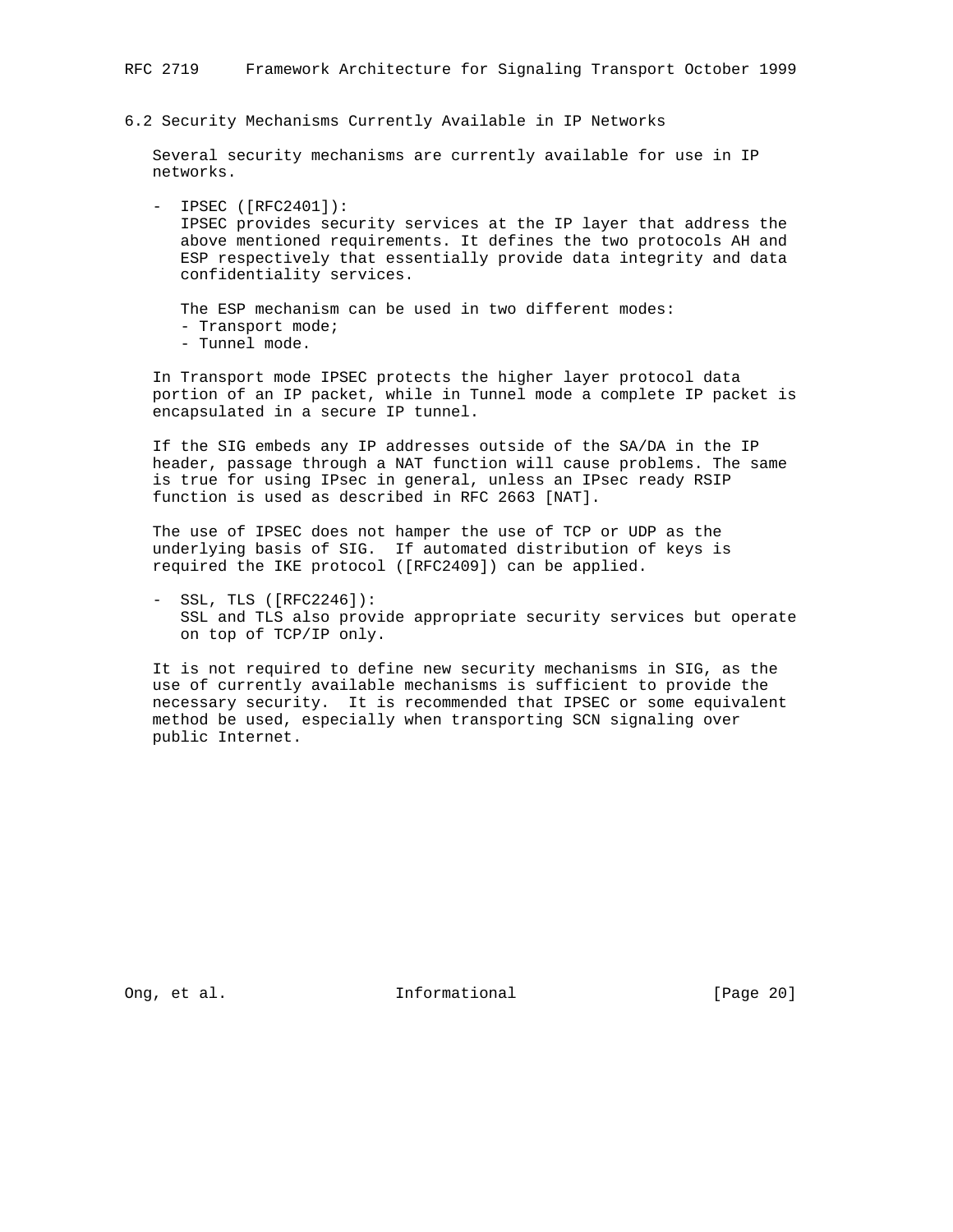## 6.2 Security Mechanisms Currently Available in IP Networks

Several security mechanisms are currently available for use in IP networks.

- IPSEC ([RFC2401]):
  IPSEC provides security services at the IP layer that address the above mentioned requirements. It defines the two protocols AH and ESP respectively that essentially provide data integrity and data confidentiality services.

  The ESP mechanism can be used in two different modes:
  - Transport mode;
  - Tunnel mode.

In Transport mode IPSEC protects the higher layer protocol data portion of an IP packet, while in Tunnel mode a complete IP packet is encapsulated in a secure IP tunnel.

If the SIG embeds any IP addresses outside of the SA/DA in the IP header, passage through a NAT function will cause problems. The same is true for using IPsec in general, unless an IPsec ready RSIP function is used as described in RFC 2663 [NAT].

The use of IPSEC does not hamper the use of TCP or UDP as the underlying basis of SIG. If automated distribution of keys is required the IKE protocol ([RFC2409]) can be applied.

- SSL, TLS ([RFC2246]):
  SSL and TLS also provide appropriate security services but operate on top of TCP/IP only.

It is not required to define new security mechanisms in SIG, as the use of currently available mechanisms is sufficient to provide the necessary security. It is recommended that IPSEC or some equivalent method be used, especially when transporting SCN signaling over public Internet.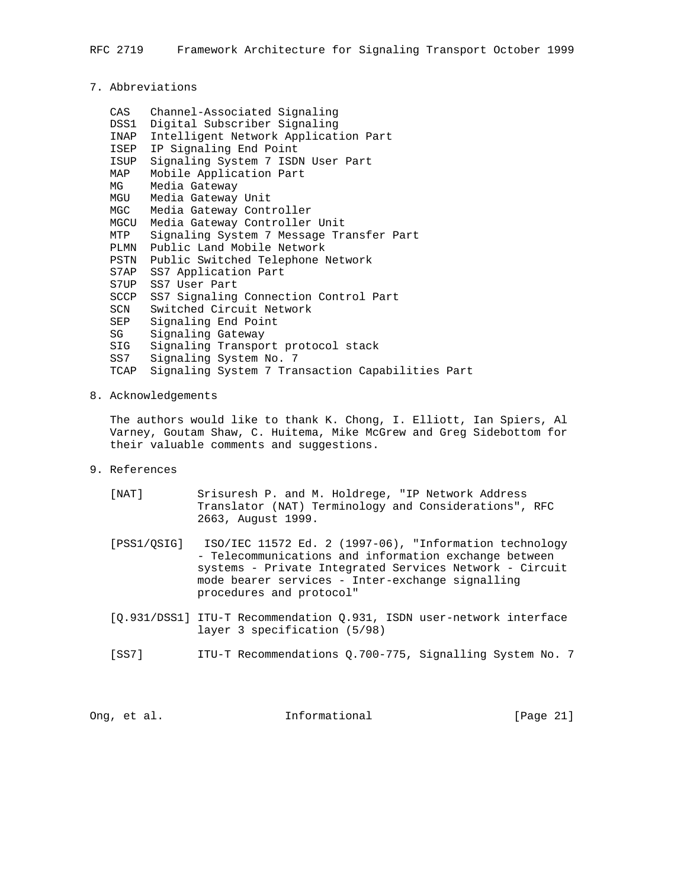## 7. Abbreviations

| | |
|---|---|
| CAS | Channel-Associated Signaling |
| DSS1 | Digital Subscriber Signaling |
| INAP | Intelligent Network Application Part |
| ISEP | IP Signaling End Point |
| ISUP | Signaling System 7 ISDN User Part |
| MAP | Mobile Application Part |
| MG | Media Gateway |
| MGU | Media Gateway Unit |
| MGC | Media Gateway Controller |
| MGCU | Media Gateway Controller Unit |
| MTP | Signaling System 7 Message Transfer Part |
| PLMN | Public Land Mobile Network |
| PSTN | Public Switched Telephone Network |
| S7AP | SS7 Application Part |
| S7UP | SS7 User Part |
| SCCP | SS7 Signaling Connection Control Part |
| SCN | Switched Circuit Network |
| SEP | Signaling End Point |
| SG | Signaling Gateway |
| SIG | Signaling Transport protocol stack |
| SS7 | Signaling System No. 7 |
| TCAP | Signaling System 7 Transaction Capabilities Part |

## 8. Acknowledgements

The authors would like to thank K. Chong, I. Elliott, Ian Spiers, Al Varney, Goutam Shaw, C. Huitema, Mike McGrew and Greg Sidebottom for their valuable comments and suggestions.

## 9. References

[NAT] Srisuresh P. and M. Holdrege, "IP Network Address Translator (NAT) Terminology and Considerations", RFC 2663, August 1999.

[PSS1/QSIG] ISO/IEC 11572 Ed. 2 (1997-06), "Information technology - Telecommunications and information exchange between systems - Private Integrated Services Network - Circuit mode bearer services - Inter-exchange signalling procedures and protocol"

[Q.931/DSS1] ITU-T Recommendation Q.931, ISDN user-network interface layer 3 specification (5/98)

[SS7] ITU-T Recommendations Q.700-775, Signalling System No. 7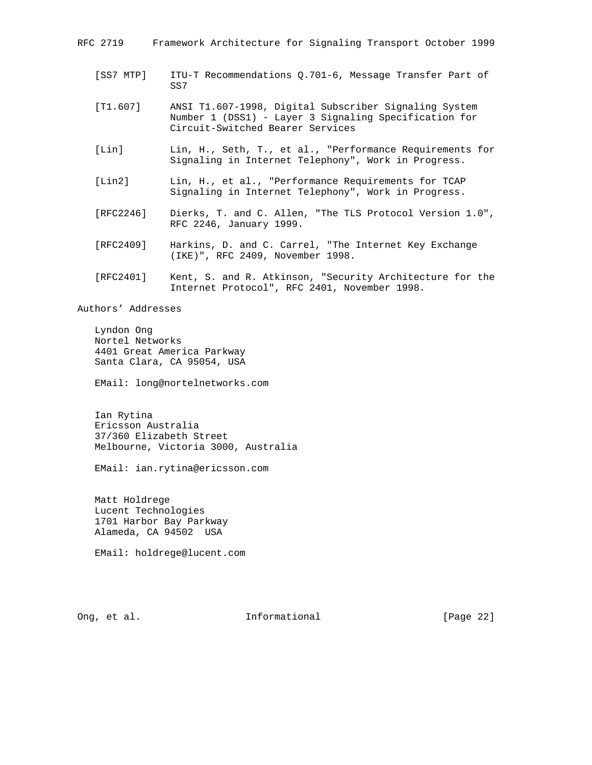[SS7 MTP] ITU-T Recommendations Q.701-6, Message Transfer Part of SS7

[T1.607] ANSI T1.607-1998, Digital Subscriber Signaling System Number 1 (DSS1) - Layer 3 Signaling Specification for Circuit-Switched Bearer Services

[Lin] Lin, H., Seth, T., et al., "Performance Requirements for Signaling in Internet Telephony", Work in Progress.

[Lin2] Lin, H., et al., "Performance Requirements for TCAP Signaling in Internet Telephony", Work in Progress.

[RFC2246] Dierks, T. and C. Allen, "The TLS Protocol Version 1.0", RFC 2246, January 1999.

[RFC2409] Harkins, D. and C. Carrel, "The Internet Key Exchange (IKE)", RFC 2409, November 1998.

[RFC2401] Kent, S. and R. Atkinson, "Security Architecture for the Internet Protocol", RFC 2401, November 1998.

## Authors' Addresses

Lyndon Ong
Nortel Networks
4401 Great America Parkway
Santa Clara, CA 95054, USA

EMail: long@nortelnetworks.com

Ian Rytina
Ericsson Australia
37/360 Elizabeth Street
Melbourne, Victoria 3000, Australia

EMail: ian.rytina@ericsson.com

Matt Holdrege
Lucent Technologies
1701 Harbor Bay Parkway
Alameda, CA 94502 USA

EMail: holdrege@lucent.com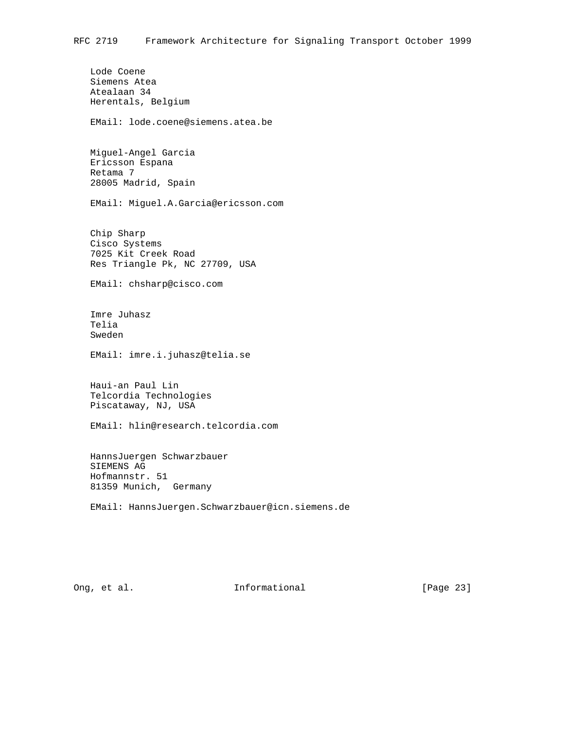Lode Coene
Siemens Atea
Atealaan 34
Herentals, Belgium

EMail: lode.coene@siemens.atea.be

Miguel-Angel Garcia
Ericsson Espana
Retama 7
28005 Madrid, Spain

EMail: Miguel.A.Garcia@ericsson.com

Chip Sharp
Cisco Systems
7025 Kit Creek Road
Res Triangle Pk, NC 27709, USA

EMail: chsharp@cisco.com

Imre Juhasz
Telia
Sweden

EMail: imre.i.juhasz@telia.se

Haui-an Paul Lin
Telcordia Technologies
Piscataway, NJ, USA

EMail: hlin@research.telcordia.com

HannsJuergen Schwarzbauer
SIEMENS AG
Hofmannstr. 51
81359 Munich,  Germany

EMail: HannsJuergen.Schwarzbauer@icn.siemens.de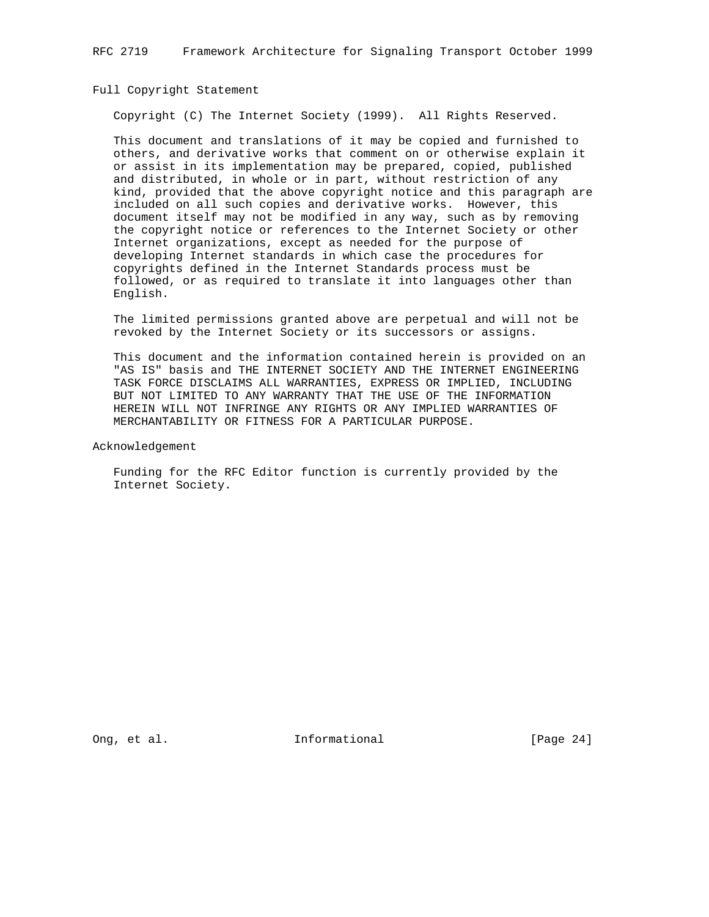## Full Copyright Statement

Copyright (C) The Internet Society (1999). All Rights Reserved.

This document and translations of it may be copied and furnished to others, and derivative works that comment on or otherwise explain it or assist in its implementation may be prepared, copied, published and distributed, in whole or in part, without restriction of any kind, provided that the above copyright notice and this paragraph are included on all such copies and derivative works. However, this document itself may not be modified in any way, such as by removing the copyright notice or references to the Internet Society or other Internet organizations, except as needed for the purpose of developing Internet standards in which case the procedures for copyrights defined in the Internet Standards process must be followed, or as required to translate it into languages other than English.

The limited permissions granted above are perpetual and will not be revoked by the Internet Society or its successors or assigns.

This document and the information contained herein is provided on an "AS IS" basis and THE INTERNET SOCIETY AND THE INTERNET ENGINEERING TASK FORCE DISCLAIMS ALL WARRANTIES, EXPRESS OR IMPLIED, INCLUDING BUT NOT LIMITED TO ANY WARRANTY THAT THE USE OF THE INFORMATION HEREIN WILL NOT INFRINGE ANY RIGHTS OR ANY IMPLIED WARRANTIES OF MERCHANTABILITY OR FITNESS FOR A PARTICULAR PURPOSE.

## Acknowledgement

Funding for the RFC Editor function is currently provided by the Internet Society.